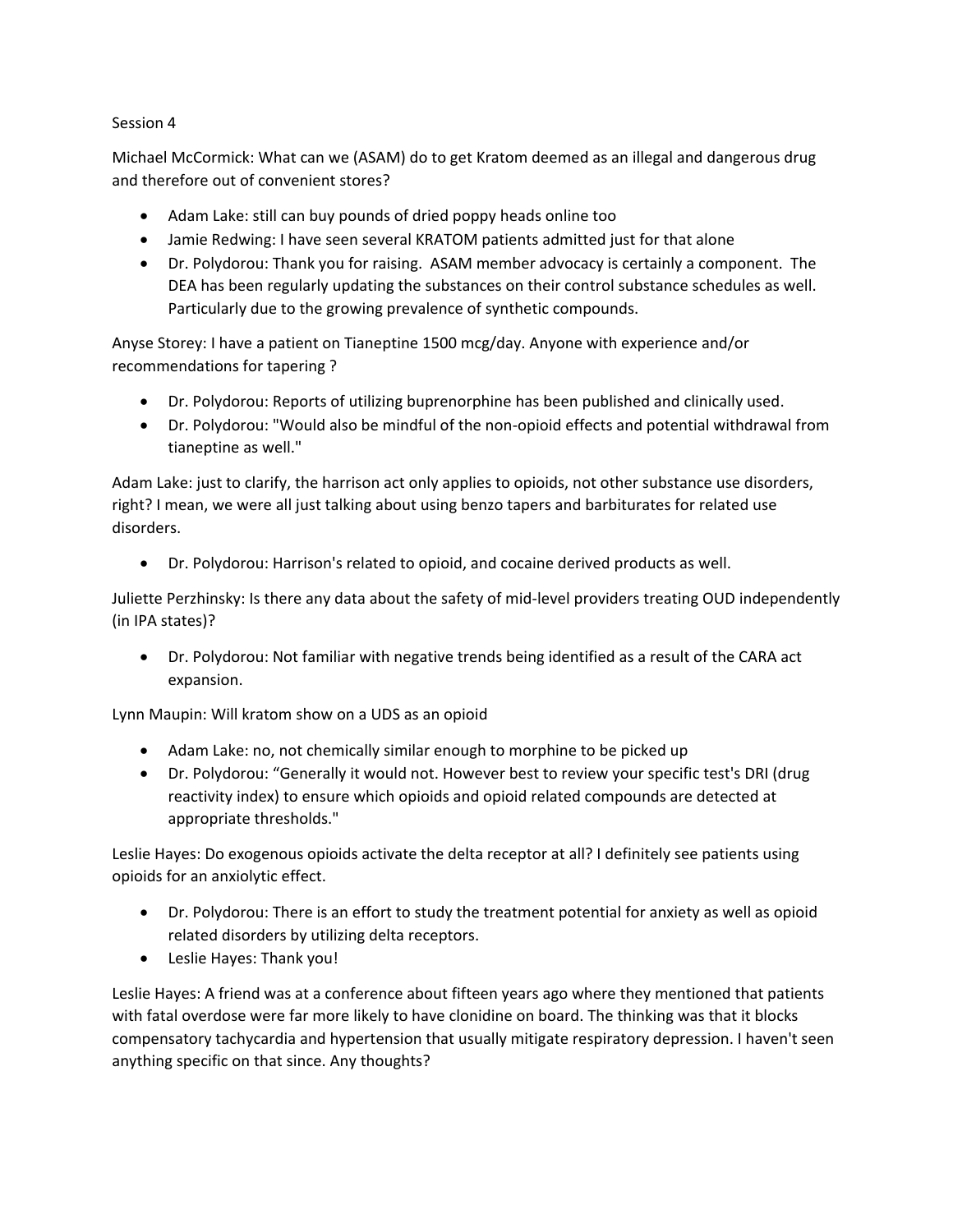Session 4

Michael McCormick: What can we (ASAM) do to get Kratom deemed as an illegal and dangerous drug and therefore out of convenient stores?

- Adam Lake: still can buy pounds of dried poppy heads online too
- Jamie Redwing: I have seen several KRATOM patients admitted just for that alone
- Dr. Polydorou: Thank you for raising.  ASAM member advocacy is certainly a component.  The DEA has been regularly updating the substances on their control substance schedules as well. Particularly due to the growing prevalence of synthetic compounds.

Anyse Storey: I have a patient on Tianeptine 1500 mcg/day. Anyone with experience and/or recommendations for tapering ?

- Dr. Polydorou: Reports of utilizing buprenorphine has been published and clinically used.
- Dr. Polydorou: "Would also be mindful of the non-opioid effects and potential withdrawal from tianeptine as well."

Adam Lake: just to clarify, the harrison act only applies to opioids, not other substance use disorders, right? I mean, we were all just talking about using benzo tapers and barbiturates for related use disorders.

- Dr. Polydorou: Harrison's related to opioid, and cocaine derived products as well.

Juliette Perzhinsky: Is there any data about the safety of mid-level providers treating OUD independently (in IPA states)?

- Dr. Polydorou: Not familiar with negative trends being identified as a result of the CARA act expansion.

Lynn Maupin: Will kratom show on a UDS as an opioid

- Adam Lake: no, not chemically similar enough to morphine to be picked up
- Dr. Polydorou: "Generally it would not. However best to review your specific test's DRI (drug reactivity index) to ensure which opioids and opioid related compounds are detected at appropriate thresholds."

Leslie Hayes: Do exogenous opioids activate the delta receptor at all? I definitely see patients using opioids for an anxiolytic effect.

- Dr. Polydorou: There is an effort to study the treatment potential for anxiety as well as opioid related disorders by utilizing delta receptors.
- Leslie Hayes: Thank you!

Leslie Hayes: A friend was at a conference about fifteen years ago where they mentioned that patients with fatal overdose were far more likely to have clonidine on board. The thinking was that it blocks compensatory tachycardia and hypertension that usually mitigate respiratory depression. I haven't seen anything specific on that since. Any thoughts?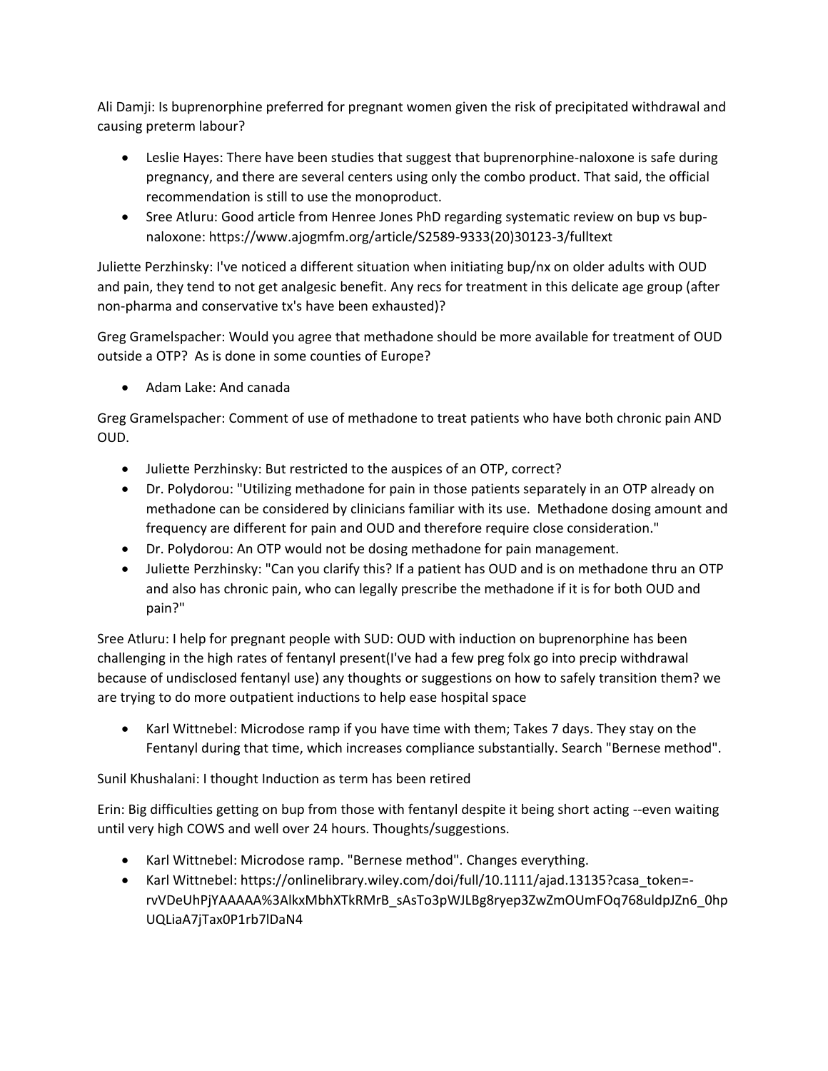Ali Damji: Is buprenorphine preferred for pregnant women given the risk of precipitated withdrawal and causing preterm labour?

- Leslie Hayes: There have been studies that suggest that buprenorphine-naloxone is safe during pregnancy, and there are several centers using only the combo product. That said, the official recommendation is still to use the monoproduct.
- Sree Atluru: Good article from Henree Jones PhD regarding systematic review on bup vs bup-naloxone: https://www.ajogmfm.org/article/S2589-9333(20)30123-3/fulltext

Juliette Perzhinsky: I've noticed a different situation when initiating bup/nx on older adults with OUD and pain, they tend to not get analgesic benefit. Any recs for treatment in this delicate age group (after non-pharma and conservative tx's have been exhausted)?

Greg Gramelspacher: Would you agree that methadone should be more available for treatment of OUD outside a OTP? As is done in some counties of Europe?

- Adam Lake: And canada

Greg Gramelspacher: Comment of use of methadone to treat patients who have both chronic pain AND OUD.

- Juliette Perzhinsky: But restricted to the auspices of an OTP, correct?
- Dr. Polydorou: "Utilizing methadone for pain in those patients separately in an OTP already on methadone can be considered by clinicians familiar with its use. Methadone dosing amount and frequency are different for pain and OUD and therefore require close consideration."
- Dr. Polydorou: An OTP would not be dosing methadone for pain management.
- Juliette Perzhinsky: "Can you clarify this? If a patient has OUD and is on methadone thru an OTP and also has chronic pain, who can legally prescribe the methadone if it is for both OUD and pain?"

Sree Atluru: I help for pregnant people with SUD: OUD with induction on buprenorphine has been challenging in the high rates of fentanyl present(I've had a few preg folx go into precip withdrawal because of undisclosed fentanyl use) any thoughts or suggestions on how to safely transition them? we are trying to do more outpatient inductions to help ease hospital space

- Karl Wittnebel: Microdose ramp if you have time with them; Takes 7 days. They stay on the Fentanyl during that time, which increases compliance substantially. Search "Bernese method".

Sunil Khushalani: I thought Induction as term has been retired

Erin: Big difficulties getting on bup from those with fentanyl despite it being short acting --even waiting until very high COWS and well over 24 hours. Thoughts/suggestions.

- Karl Wittnebel: Microdose ramp. "Bernese method". Changes everything.
- Karl Wittnebel: https://onlinelibrary.wiley.com/doi/full/10.1111/ajad.13135?casa_token=-rvVDeUhPjYAAAAA%3AlkxMbhXTkRMrB_sAsTo3pWJLBg8ryep3ZwZmOUmFOq768uldpJZn6_0hpUQLiaA7jTax0P1rb7lDaN4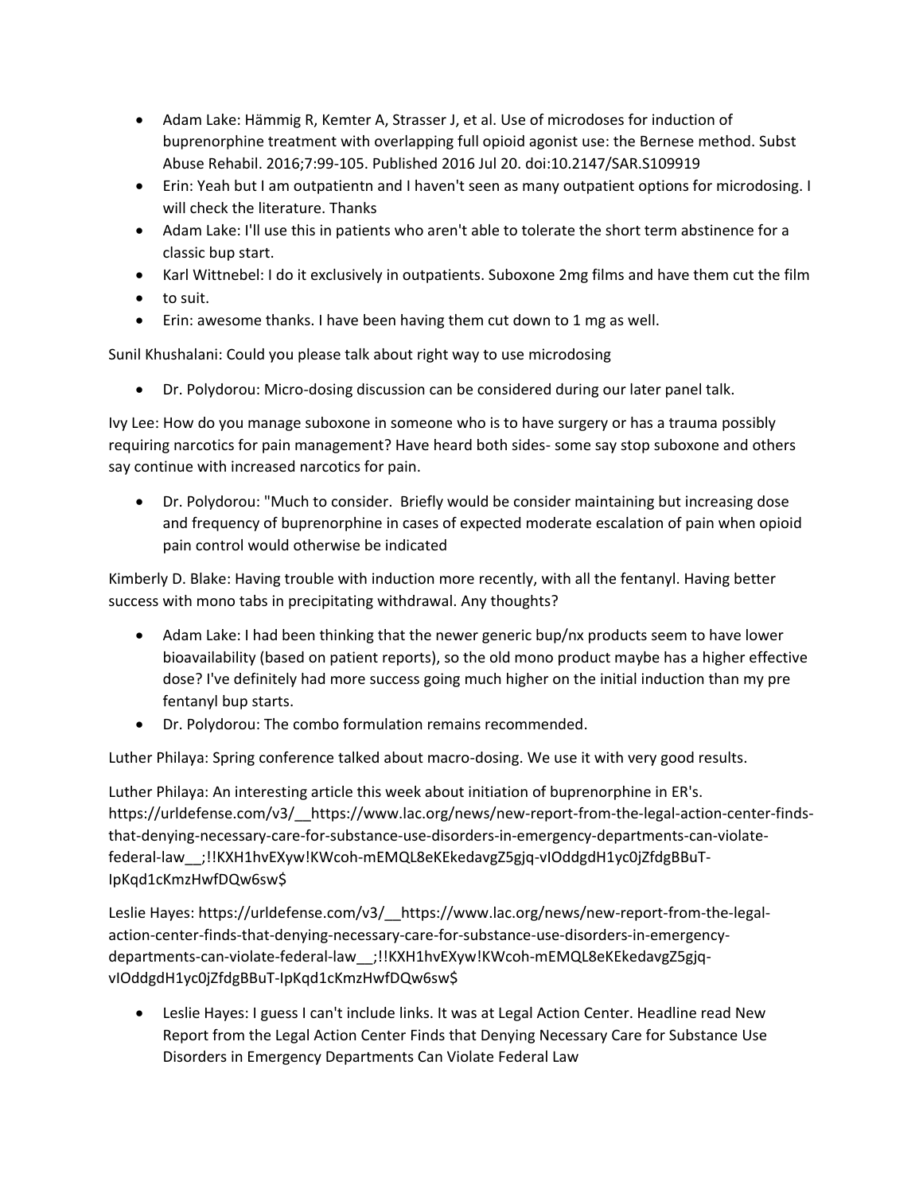- Adam Lake: Hämmig R, Kemter A, Strasser J, et al. Use of microdoses for induction of buprenorphine treatment with overlapping full opioid agonist use: the Bernese method. Subst Abuse Rehabil. 2016;7:99-105. Published 2016 Jul 20. doi:10.2147/SAR.S109919
- Erin: Yeah but I am outpatientn and I haven't seen as many outpatient options for microdosing. I will check the literature. Thanks
- Adam Lake: I'll use this in patients who aren't able to tolerate the short term abstinence for a classic bup start.
- Karl Wittnebel: I do it exclusively in outpatients. Suboxone 2mg films and have them cut the film
- to suit.
- Erin: awesome thanks. I have been having them cut down to 1 mg as well.

Sunil Khushalani: Could you please talk about right way to use microdosing

- Dr. Polydorou: Micro-dosing discussion can be considered during our later panel talk.

Ivy Lee: How do you manage suboxone in someone who is to have surgery or has a trauma possibly requiring narcotics for pain management? Have heard both sides- some say stop suboxone and others say continue with increased narcotics for pain.

- Dr. Polydorou: "Much to consider. Briefly would be consider maintaining but increasing dose and frequency of buprenorphine in cases of expected moderate escalation of pain when opioid pain control would otherwise be indicated

Kimberly D. Blake: Having trouble with induction more recently, with all the fentanyl. Having better success with mono tabs in precipitating withdrawal. Any thoughts?

- Adam Lake: I had been thinking that the newer generic bup/nx products seem to have lower bioavailability (based on patient reports), so the old mono product maybe has a higher effective dose? I've definitely had more success going much higher on the initial induction than my pre fentanyl bup starts.
- Dr. Polydorou: The combo formulation remains recommended.

Luther Philaya: Spring conference talked about macro-dosing. We use it with very good results.

Luther Philaya: An interesting article this week about initiation of buprenorphine in ER's. https://urldefense.com/v3/__https://www.lac.org/news/new-report-from-the-legal-action-center-finds-that-denying-necessary-care-for-substance-use-disorders-in-emergency-departments-can-violate-federal-law__;!!KXH1hvEXyw!KWcoh-mEMQL8eKEkedavgZ5gjq-vIOddgdH1yc0jZfdgBBuT-IpKqd1cKmzHwfDQw6sw$

Leslie Hayes: https://urldefense.com/v3/__https://www.lac.org/news/new-report-from-the-legal-action-center-finds-that-denying-necessary-care-for-substance-use-disorders-in-emergency-departments-can-violate-federal-law__;!!KXH1hvEXyw!KWcoh-mEMQL8eKEkedavgZ5gjq-vIOddgdH1yc0jZfdgBBuT-IpKqd1cKmzHwfDQw6sw$

- Leslie Hayes: I guess I can't include links. It was at Legal Action Center. Headline read New Report from the Legal Action Center Finds that Denying Necessary Care for Substance Use Disorders in Emergency Departments Can Violate Federal Law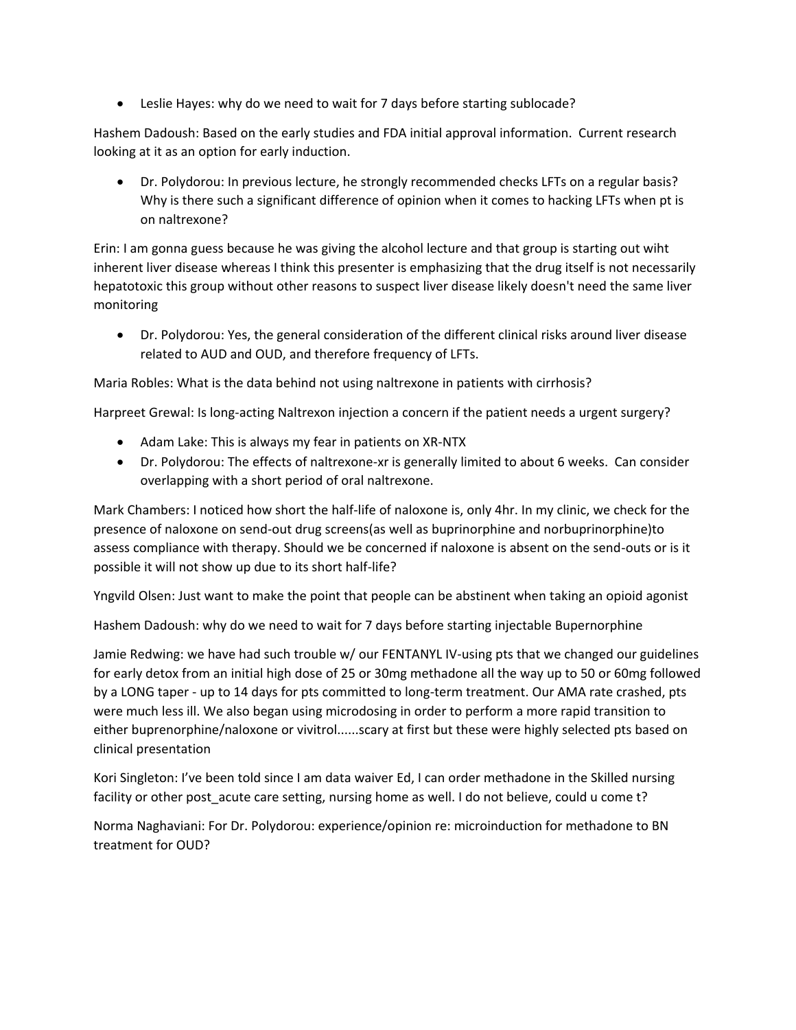- Leslie Hayes: why do we need to wait for 7 days before starting sublocade?

Hashem Dadoush: Based on the early studies and FDA initial approval information. Current research looking at it as an option for early induction.

- Dr. Polydorou: In previous lecture, he strongly recommended checks LFTs on a regular basis? Why is there such a significant difference of opinion when it comes to hacking LFTs when pt is on naltrexone?

Erin: I am gonna guess because he was giving the alcohol lecture and that group is starting out wiht inherent liver disease whereas I think this presenter is emphasizing that the drug itself is not necessarily hepatotoxic this group without other reasons to suspect liver disease likely doesn't need the same liver monitoring

- Dr. Polydorou: Yes, the general consideration of the different clinical risks around liver disease related to AUD and OUD, and therefore frequency of LFTs.

Maria Robles: What is the data behind not using naltrexone in patients with cirrhosis?

Harpreet Grewal: Is long-acting Naltrexon injection a concern if the patient needs a urgent surgery?

- Adam Lake: This is always my fear in patients on XR-NTX
- Dr. Polydorou: The effects of naltrexone-xr is generally limited to about 6 weeks. Can consider overlapping with a short period of oral naltrexone.

Mark Chambers: I noticed how short the half-life of naloxone is, only 4hr. In my clinic, we check for the presence of naloxone on send-out drug screens(as well as buprinorphine and norbuprinorphine)to assess compliance with therapy. Should we be concerned if naloxone is absent on the send-outs or is it possible it will not show up due to its short half-life?

Yngvild Olsen: Just want to make the point that people can be abstinent when taking an opioid agonist

Hashem Dadoush: why do we need to wait for 7 days before starting injectable Bupernorphine

Jamie Redwing: we have had such trouble w/ our FENTANYL IV-using pts that we changed our guidelines for early detox from an initial high dose of 25 or 30mg methadone all the way up to 50 or 60mg followed by a LONG taper - up to 14 days for pts committed to long-term treatment. Our AMA rate crashed, pts were much less ill. We also began using microdosing in order to perform a more rapid transition to either buprenorphine/naloxone or vivitrol......scary at first but these were highly selected pts based on clinical presentation

Kori Singleton: I've been told since I am data waiver Ed, I can order methadone in the Skilled nursing facility or other post_acute care setting, nursing home as well. I do not believe, could u come t?

Norma Naghaviani: For Dr. Polydorou: experience/opinion re: microinduction for methadone to BN treatment for OUD?